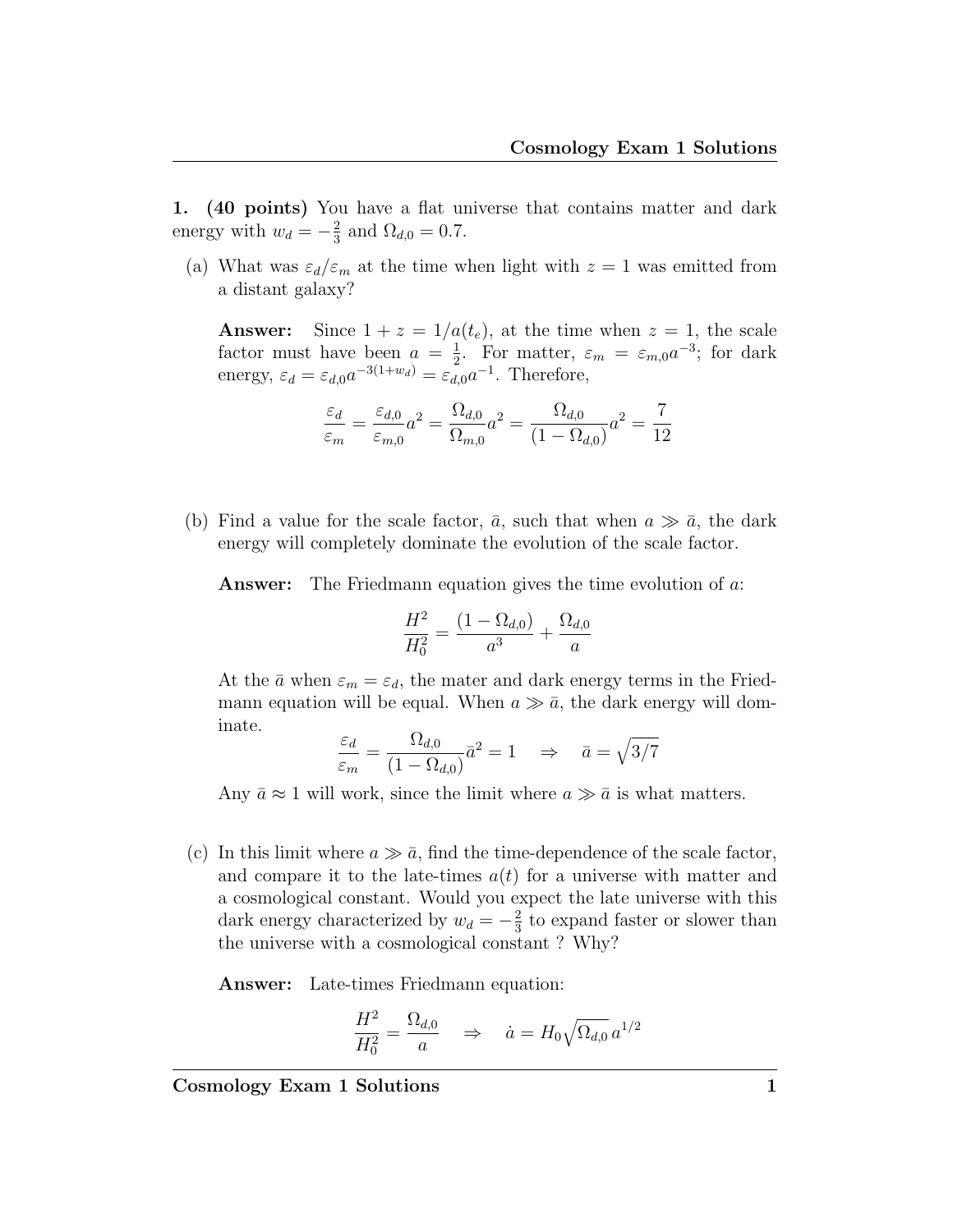**1. (40 points)** You have a flat universe that contains matter and dark energy with $w_d = -\frac{2}{3}$ and $\Omega_{d,0} = 0.7$.

(a) What was $\varepsilon_d/\varepsilon_m$ at the time when light with $z = 1$ was emitted from a distant galaxy?

**Answer:** Since $1 + z = 1/a(t_e)$, at the time when $z = 1$, the scale factor must have been $a = \frac{1}{2}$. For matter, $\varepsilon_m = \varepsilon_{m,0}a^{-3}$; for dark energy, $\varepsilon_d = \varepsilon_{d,0}a^{-3(1+w_d)} = \varepsilon_{d,0}a^{-1}$. Therefore,

$$\frac{\varepsilon_d}{\varepsilon_m} = \frac{\varepsilon_{d,0}}{\varepsilon_{m,0}}a^2 = \frac{\Omega_{d,0}}{\Omega_{m,0}}a^2 = \frac{\Omega_{d,0}}{(1 - \Omega_{d,0})}a^2 = \frac{7}{12}$$

(b) Find a value for the scale factor, $\bar{a}$, such that when $a \gg \bar{a}$, the dark energy will completely dominate the evolution of the scale factor.

**Answer:** The Friedmann equation gives the time evolution of $a$:

$$\frac{H^2}{H_0^2} = \frac{(1 - \Omega_{d,0})}{a^3} + \frac{\Omega_{d,0}}{a}$$

At the $\bar{a}$ when $\varepsilon_m = \varepsilon_d$, the mater and dark energy terms in the Friedmann equation will be equal. When $a \gg \bar{a}$, the dark energy will dominate.

$$\frac{\varepsilon_d}{\varepsilon_m} = \frac{\Omega_{d,0}}{(1 - \Omega_{d,0})}\bar{a}^2 = 1 \quad \Rightarrow \quad \bar{a} = \sqrt{3/7}$$

Any $\bar{a} \approx 1$ will work, since the limit where $a \gg \bar{a}$ is what matters.

(c) In this limit where $a \gg \bar{a}$, find the time-dependence of the scale factor, and compare it to the late-times $a(t)$ for a universe with matter and a cosmological constant. Would you expect the late universe with this dark energy characterized by $w_d = -\frac{2}{3}$ to expand faster or slower than the universe with a cosmological constant ? Why?

**Answer:** Late-times Friedmann equation:

$$\frac{H^2}{H_0^2} = \frac{\Omega_{d,0}}{a} \quad \Rightarrow \quad \dot{a} = H_0\sqrt{\Omega_{d,0}}\, a^{1/2}$$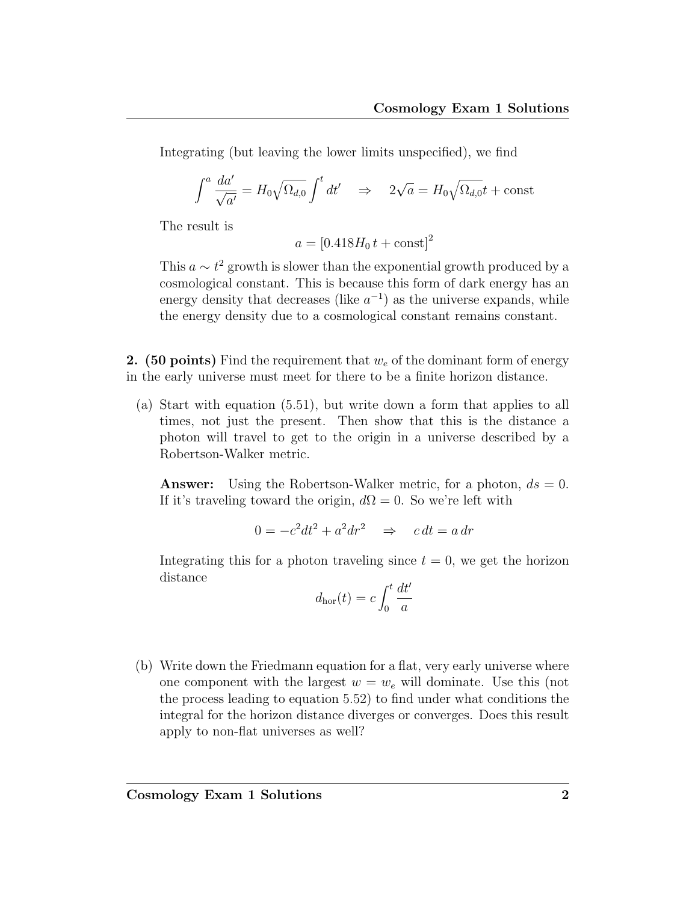Integrating (but leaving the lower limits unspecified), we find

$$\int^{a} \frac{da'}{\sqrt{a'}} = H_0\sqrt{\Omega_{d,0}} \int^{t} dt' \quad \Rightarrow \quad 2\sqrt{a} = H_0\sqrt{\Omega_{d,0}}t + \text{const}$$

The result is

$$a = \left[0.418 H_0\, t + \text{const}\right]^2$$

This $a \sim t^2$ growth is slower than the exponential growth produced by a cosmological constant. This is because this form of dark energy has an energy density that decreases (like $a^{-1}$) as the universe expands, while the energy density due to a cosmological constant remains constant.

**2. (50 points)** Find the requirement that $w_e$ of the dominant form of energy in the early universe must meet for there to be a finite horizon distance.

(a) Start with equation (5.51), but write down a form that applies to all times, not just the present. Then show that this is the distance a photon will travel to get to the origin in a universe described by a Robertson-Walker metric.

**Answer:** Using the Robertson-Walker metric, for a photon, $ds = 0$. If it's traveling toward the origin, $d\Omega = 0$. So we're left with

$$0 = -c^2 dt^2 + a^2 dr^2 \quad \Rightarrow \quad c\, dt = a\, dr$$

Integrating this for a photon traveling since $t = 0$, we get the horizon distance

$$d_{\text{hor}}(t) = c \int_0^t \frac{dt'}{a}$$

(b) Write down the Friedmann equation for a flat, very early universe where one component with the largest $w = w_e$ will dominate. Use this (not the process leading to equation 5.52) to find under what conditions the integral for the horizon distance diverges or converges. Does this result apply to non-flat universes as well?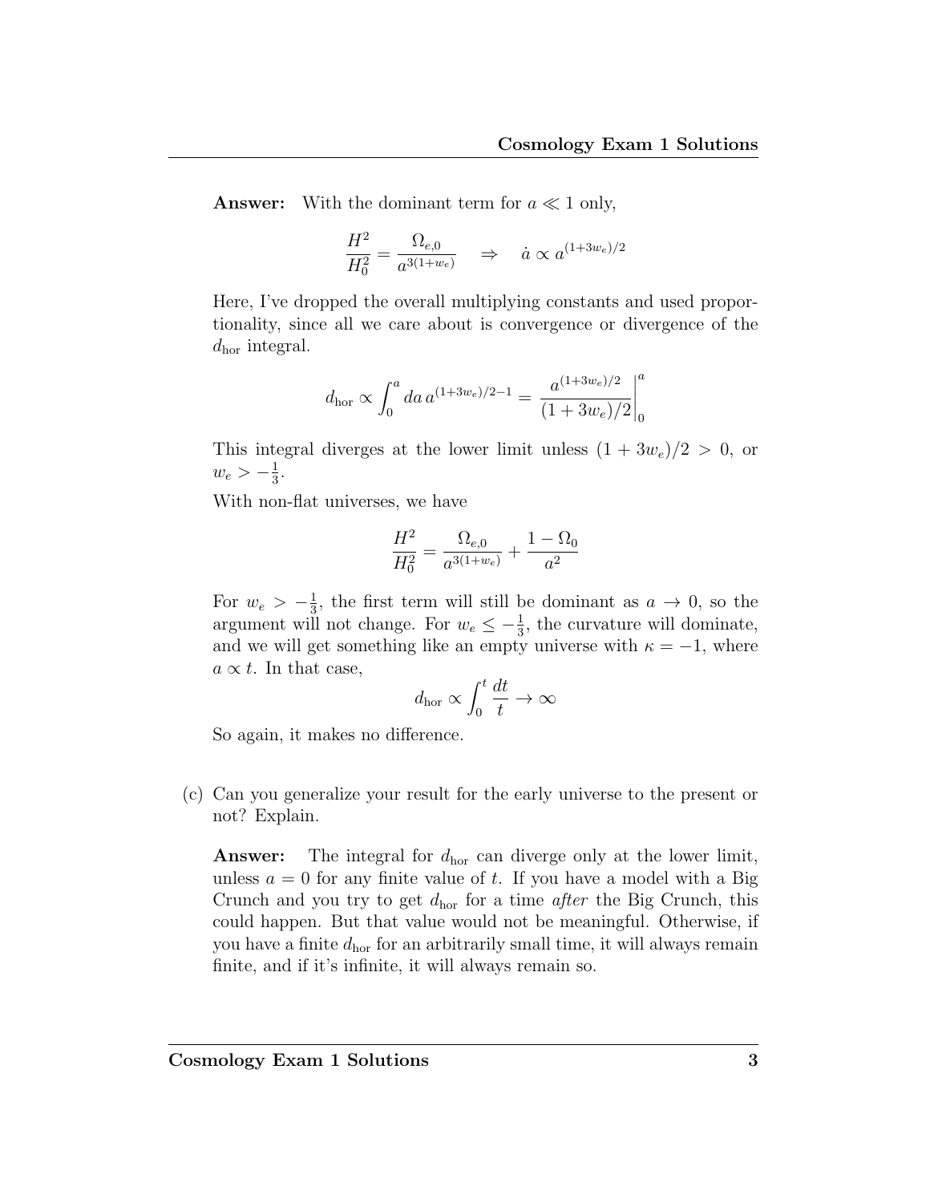**Answer:** With the dominant term for $a \ll 1$ only,

$$\frac{H^2}{H_0^2} = \frac{\Omega_{e,0}}{a^{3(1+w_e)}} \quad \Rightarrow \quad \dot{a} \propto a^{(1+3w_e)/2}$$

Here, I've dropped the overall multiplying constants and used proportionality, since all we care about is convergence or divergence of the $d_{\text{hor}}$ integral.

$$d_{\text{hor}} \propto \int_0^a da\, a^{(1+3w_e)/2-1} = \left. \frac{a^{(1+3w_e)/2}}{(1+3w_e)/2} \right|_0^a$$

This integral diverges at the lower limit unless $(1+3w_e)/2 > 0$, or $w_e > -\frac{1}{3}$.

With non-flat universes, we have

$$\frac{H^2}{H_0^2} = \frac{\Omega_{e,0}}{a^{3(1+w_e)}} + \frac{1-\Omega_0}{a^2}$$

For $w_e > -\frac{1}{3}$, the first term will still be dominant as $a \to 0$, so the argument will not change. For $w_e \leq -\frac{1}{3}$, the curvature will dominate, and we will get something like an empty universe with $\kappa = -1$, where $a \propto t$. In that case,

$$d_{\text{hor}} \propto \int_0^t \frac{dt}{t} \to \infty$$

So again, it makes no difference.

(c) Can you generalize your result for the early universe to the present or not? Explain.

**Answer:** The integral for $d_{\text{hor}}$ can diverge only at the lower limit, unless $a = 0$ for any finite value of $t$. If you have a model with a Big Crunch and you try to get $d_{\text{hor}}$ for a time *after* the Big Crunch, this could happen. But that value would not be meaningful. Otherwise, if you have a finite $d_{\text{hor}}$ for an arbitrarily small time, it will always remain finite, and if it's infinite, it will always remain so.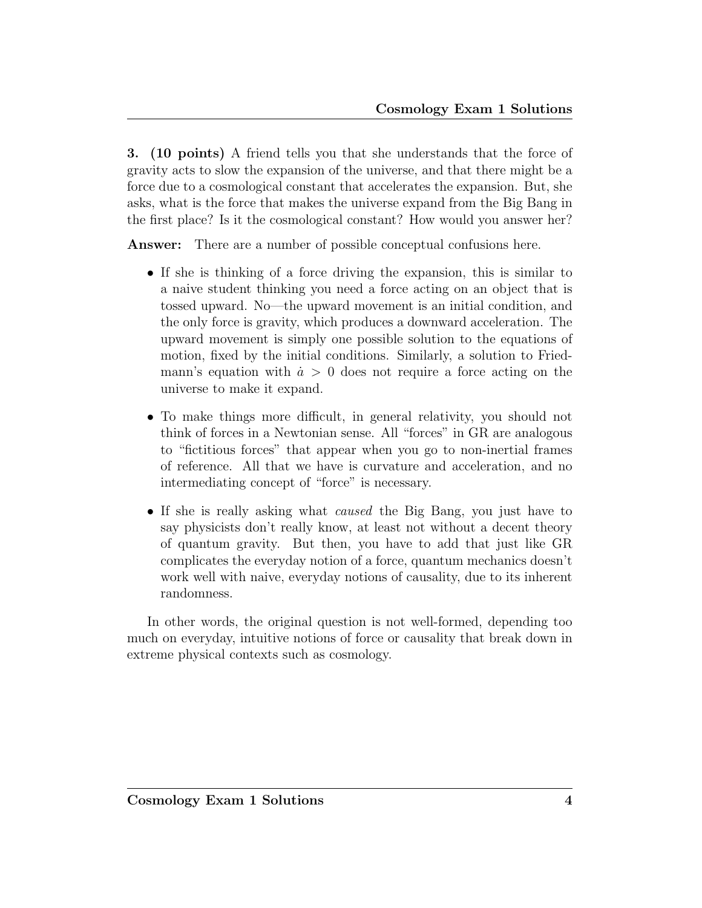**3. (10 points)** A friend tells you that she understands that the force of gravity acts to slow the expansion of the universe, and that there might be a force due to a cosmological constant that accelerates the expansion. But, she asks, what is the force that makes the universe expand from the Big Bang in the first place? Is it the cosmological constant? How would you answer her?

**Answer:** There are a number of possible conceptual confusions here.

- If she is thinking of a force driving the expansion, this is similar to a naive student thinking you need a force acting on an object that is tossed upward. No—the upward movement is an initial condition, and the only force is gravity, which produces a downward acceleration. The upward movement is simply one possible solution to the equations of motion, fixed by the initial conditions. Similarly, a solution to Friedmann's equation with $\dot{a} > 0$ does not require a force acting on the universe to make it expand.

- To make things more difficult, in general relativity, you should not think of forces in a Newtonian sense. All "forces" in GR are analogous to "fictitious forces" that appear when you go to non-inertial frames of reference. All that we have is curvature and acceleration, and no intermediating concept of "force" is necessary.

- If she is really asking what *caused* the Big Bang, you just have to say physicists don't really know, at least not without a decent theory of quantum gravity. But then, you have to add that just like GR complicates the everyday notion of a force, quantum mechanics doesn't work well with naive, everyday notions of causality, due to its inherent randomness.

In other words, the original question is not well-formed, depending too much on everyday, intuitive notions of force or causality that break down in extreme physical contexts such as cosmology.